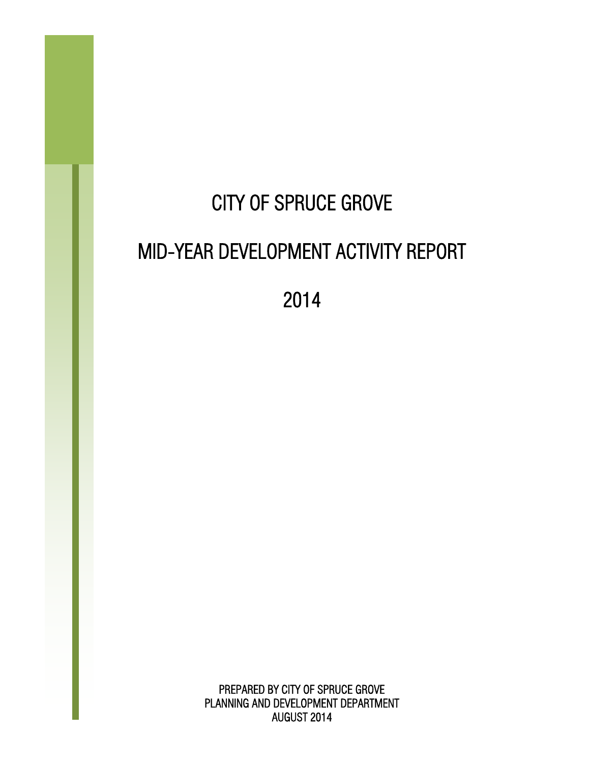# CITY OF SPRUCE GROVE

# MID-YEAR DEVELOPMENT ACTIVITY REPORT

# 2014

PREPARED BY CITY OF SPRUCE GROVE
PLANNING AND DEVELOPMENT DEPARTMENT
AUGUST 2014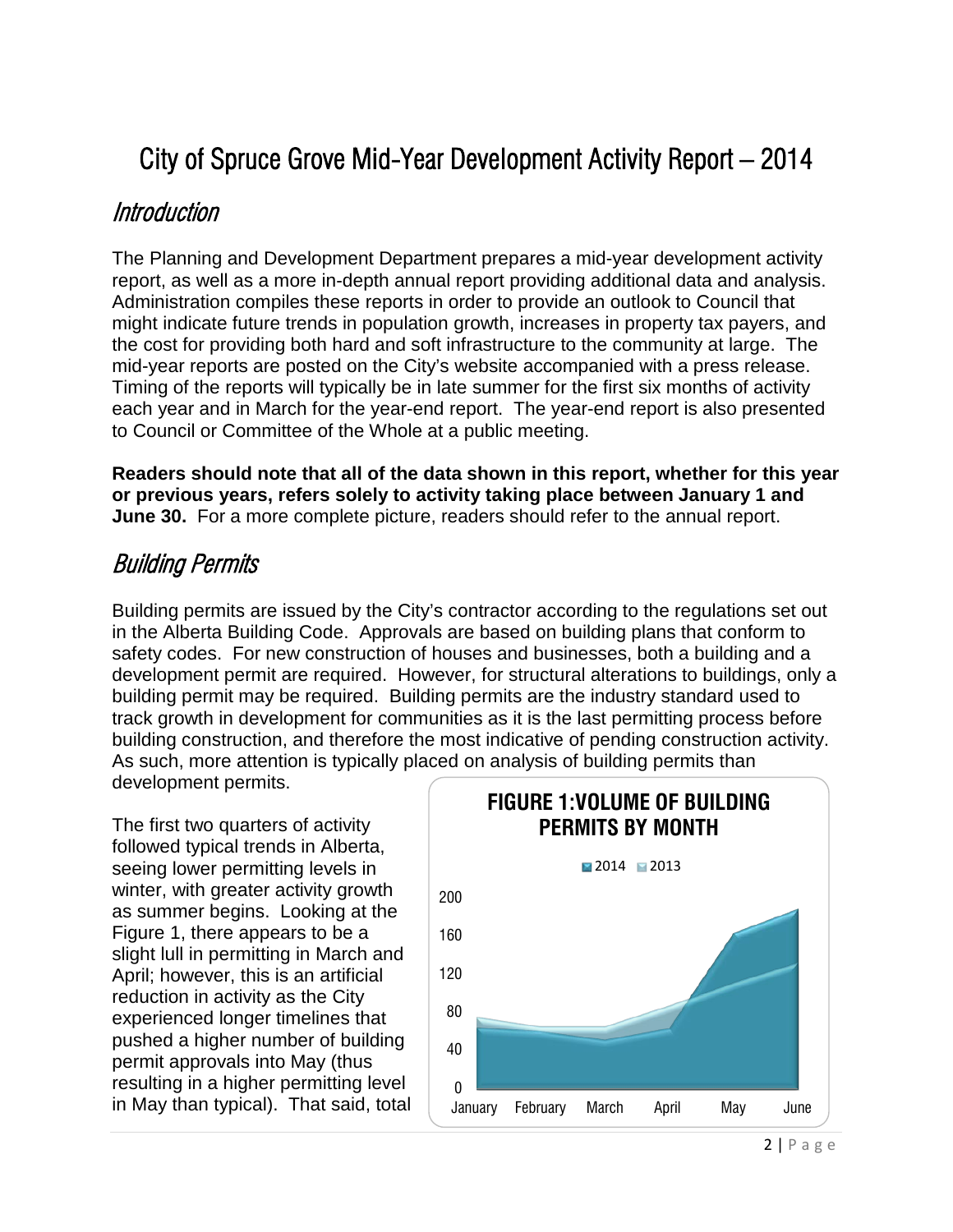# City of Spruce Grove Mid-Year Development Activity Report – 2014

## *Introduction*

The Planning and Development Department prepares a mid-year development activity report, as well as a more in-depth annual report providing additional data and analysis. Administration compiles these reports in order to provide an outlook to Council that might indicate future trends in population growth, increases in property tax payers, and the cost for providing both hard and soft infrastructure to the community at large. The mid-year reports are posted on the City's website accompanied with a press release. Timing of the reports will typically be in late summer for the first six months of activity each year and in March for the year-end report. The year-end report is also presented to Council or Committee of the Whole at a public meeting.

**Readers should note that all of the data shown in this report, whether for this year or previous years, refers solely to activity taking place between January 1 and June 30.** For a more complete picture, readers should refer to the annual report.

## *Building Permits*

Building permits are issued by the City's contractor according to the regulations set out in the Alberta Building Code. Approvals are based on building plans that conform to safety codes. For new construction of houses and businesses, both a building and a development permit are required. However, for structural alterations to buildings, only a building permit may be required. Building permits are the industry standard used to track growth in development for communities as it is the last permitting process before building construction, and therefore the most indicative of pending construction activity. As such, more attention is typically placed on analysis of building permits than development permits.

The first two quarters of activity followed typical trends in Alberta, seeing lower permitting levels in winter, with greater activity growth as summer begins. Looking at the Figure 1, there appears to be a slight lull in permitting in March and April; however, this is an artificial reduction in activity as the City experienced longer timelines that pushed a higher number of building permit approvals into May (thus resulting in a higher permitting level in May than typical). That said, total

**FIGURE 1: VOLUME OF BUILDING PERMITS BY MONTH**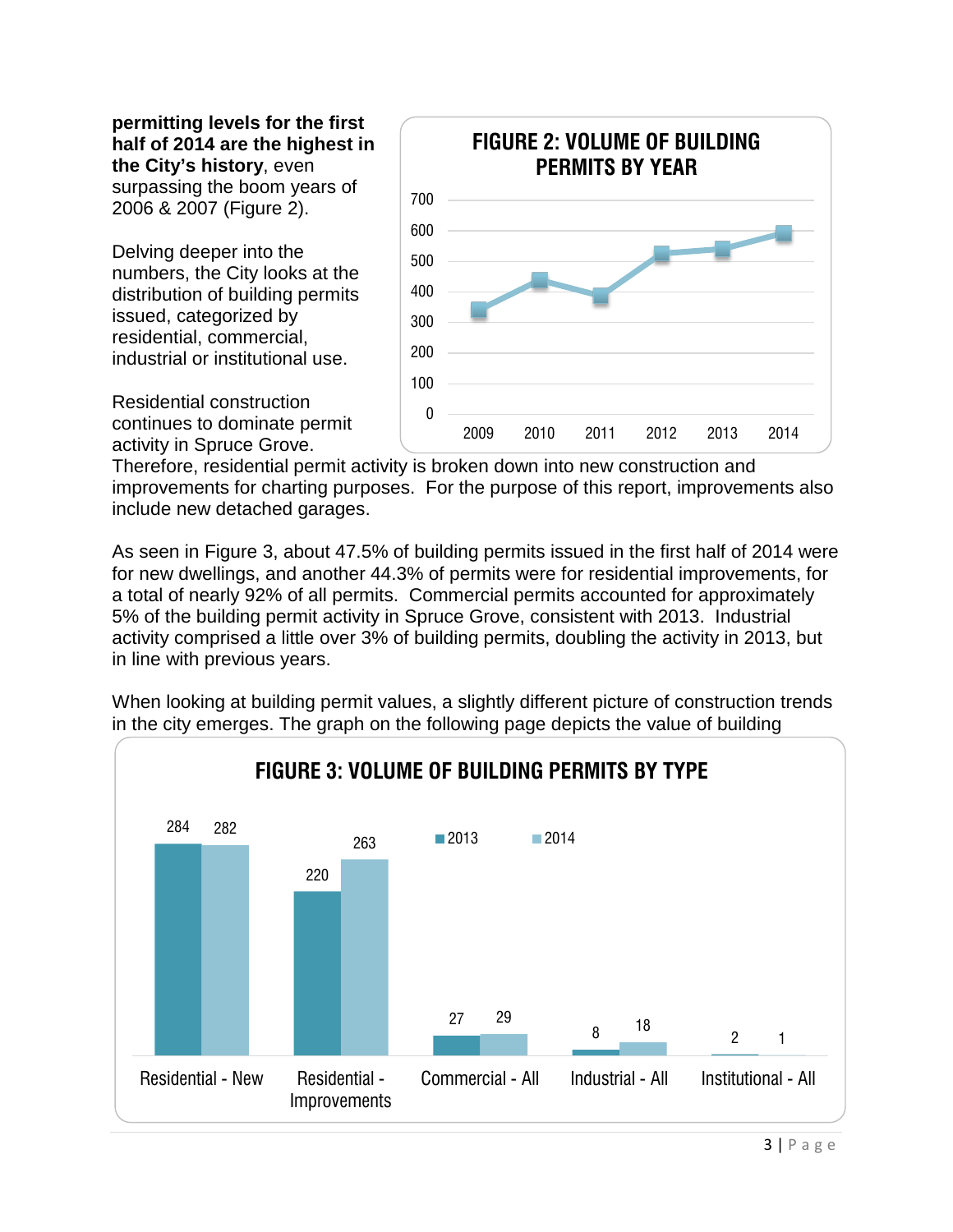**permitting levels for the first half of 2014 are the highest in the City's history**, even surpassing the boom years of 2006 & 2007 (Figure 2).

**FIGURE 2: VOLUME OF BUILDING PERMITS BY YEAR**

Delving deeper into the numbers, the City looks at the distribution of building permits issued, categorized by residential, commercial, industrial or institutional use.

Residential construction continues to dominate permit activity in Spruce Grove. Therefore, residential permit activity is broken down into new construction and improvements for charting purposes. For the purpose of this report, improvements also include new detached garages.

As seen in Figure 3, about 47.5% of building permits issued in the first half of 2014 were for new dwellings, and another 44.3% of permits were for residential improvements, for a total of nearly 92% of all permits. Commercial permits accounted for approximately 5% of the building permit activity in Spruce Grove, consistent with 2013. Industrial activity comprised a little over 3% of building permits, doubling the activity in 2013, but in line with previous years.

When looking at building permit values, a slightly different picture of construction trends in the city emerges. The graph on the following page depicts the value of building

**FIGURE 3: VOLUME OF BUILDING PERMITS BY TYPE**

| Type | 2013 | 2014 |
|---|---|---|
| Residential - New | 284 | 282 |
| Residential - Improvements | 220 | 263 |
| Commercial - All | 27 | 29 |
| Industrial - All | 8 | 18 |
| Institutional - All | 2 | 1 |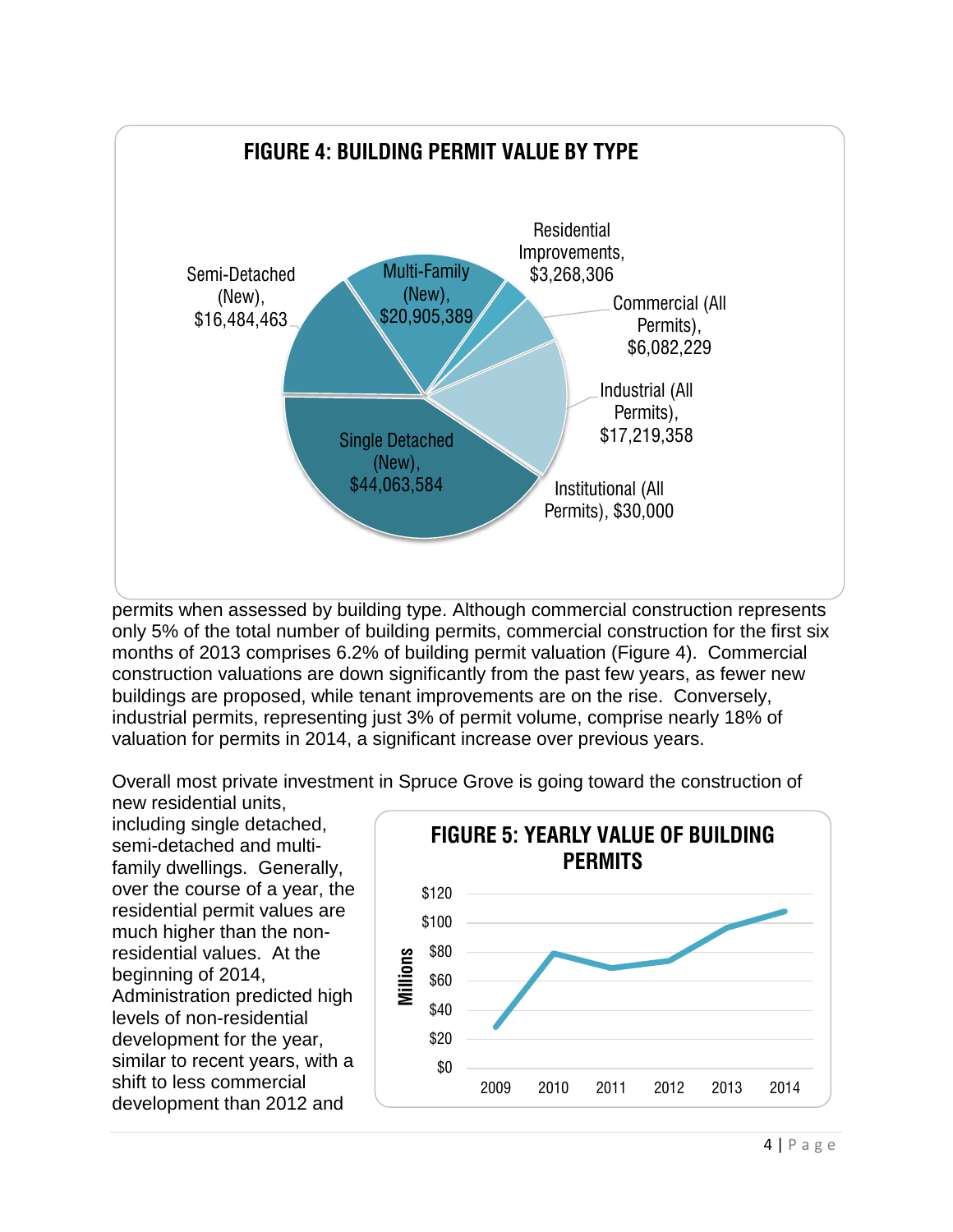**FIGURE 4: BUILDING PERMIT VALUE BY TYPE**

Semi-Detached (New), $16,484,463

Multi-Family (New), $20,905,389

Residential Improvements, $3,268,306

Commercial (All Permits), $6,082,229

Industrial (All Permits), $17,219,358

Institutional (All Permits), $30,000

Single Detached (New), $44,063,584

permits when assessed by building type. Although commercial construction represents only 5% of the total number of building permits, commercial construction for the first six months of 2013 comprises 6.2% of building permit valuation (Figure 4). Commercial construction valuations are down significantly from the past few years, as fewer new buildings are proposed, while tenant improvements are on the rise. Conversely, industrial permits, representing just 3% of permit volume, comprise nearly 18% of valuation for permits in 2014, a significant increase over previous years.

Overall most private investment in Spruce Grove is going toward the construction of new residential units, including single detached, semi-detached and multi-family dwellings. Generally, over the course of a year, the residential permit values are much higher than the non-residential values. At the beginning of 2014, Administration predicted high levels of non-residential development for the year, similar to recent years, with a shift to less commercial development than 2012 and

**FIGURE 5: YEARLY VALUE OF BUILDING PERMITS**

Millions: $0, $20, $40, $60, $80, $100, $120

2009, 2010, 2011, 2012, 2013, 2014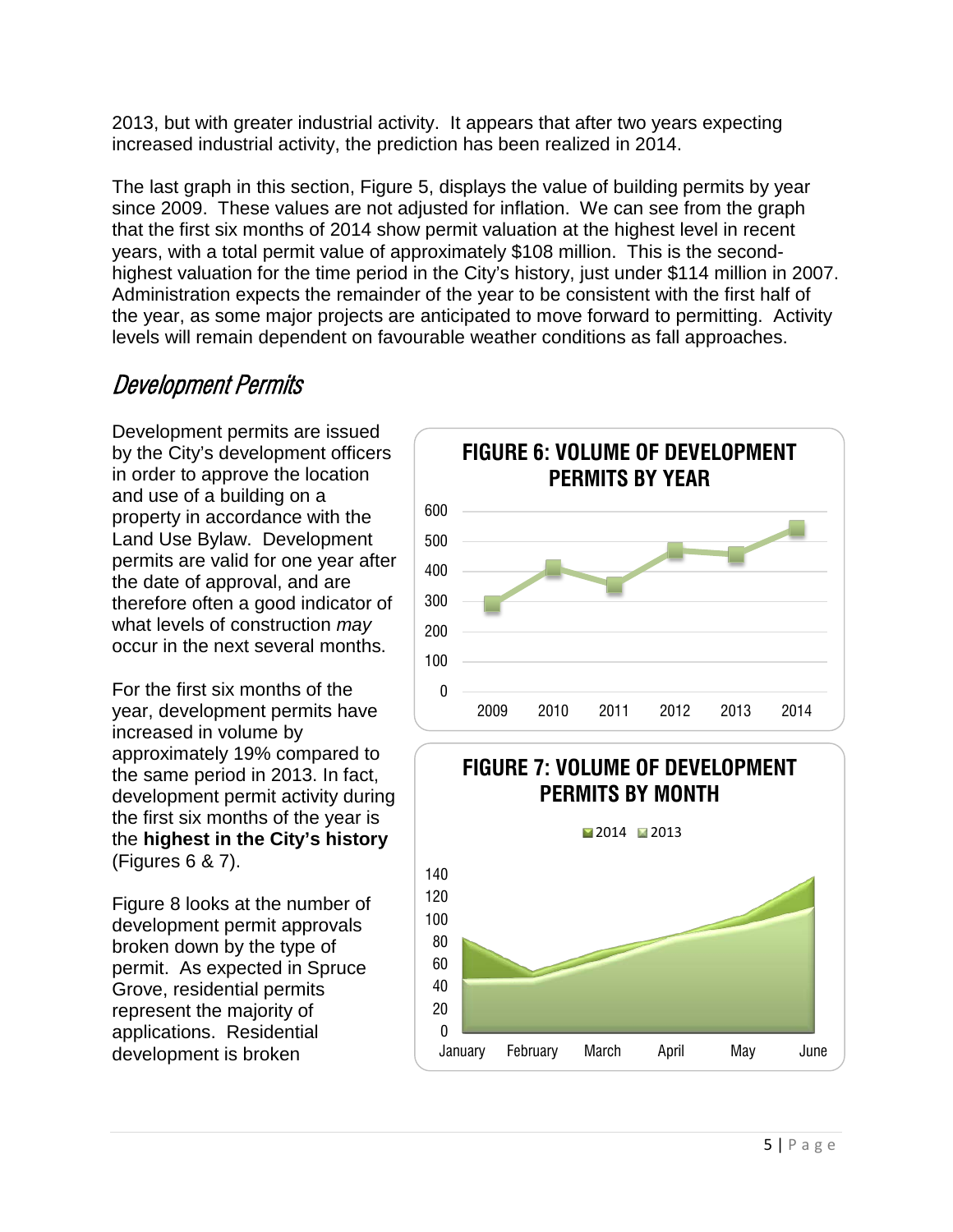2013, but with greater industrial activity. It appears that after two years expecting increased industrial activity, the prediction has been realized in 2014.

The last graph in this section, Figure 5, displays the value of building permits by year since 2009. These values are not adjusted for inflation. We can see from the graph that the first six months of 2014 show permit valuation at the highest level in recent years, with a total permit value of approximately $108 million. This is the second-highest valuation for the time period in the City's history, just under $114 million in 2007. Administration expects the remainder of the year to be consistent with the first half of the year, as some major projects are anticipated to move forward to permitting. Activity levels will remain dependent on favourable weather conditions as fall approaches.

## Development Permits

Development permits are issued by the City's development officers in order to approve the location and use of a building on a property in accordance with the Land Use Bylaw. Development permits are valid for one year after the date of approval, and are therefore often a good indicator of what levels of construction *may* occur in the next several months.

For the first six months of the year, development permits have increased in volume by approximately 19% compared to the same period in 2013. In fact, development permit activity during the first six months of the year is the **highest in the City's history** (Figures 6 & 7).

**FIGURE 6: VOLUME OF DEVELOPMENT PERMITS BY YEAR**

**FIGURE 7: VOLUME OF DEVELOPMENT PERMITS BY MONTH**

Figure 8 looks at the number of development permit approvals broken down by the type of permit. As expected in Spruce Grove, residential permits represent the majority of applications. Residential development is broken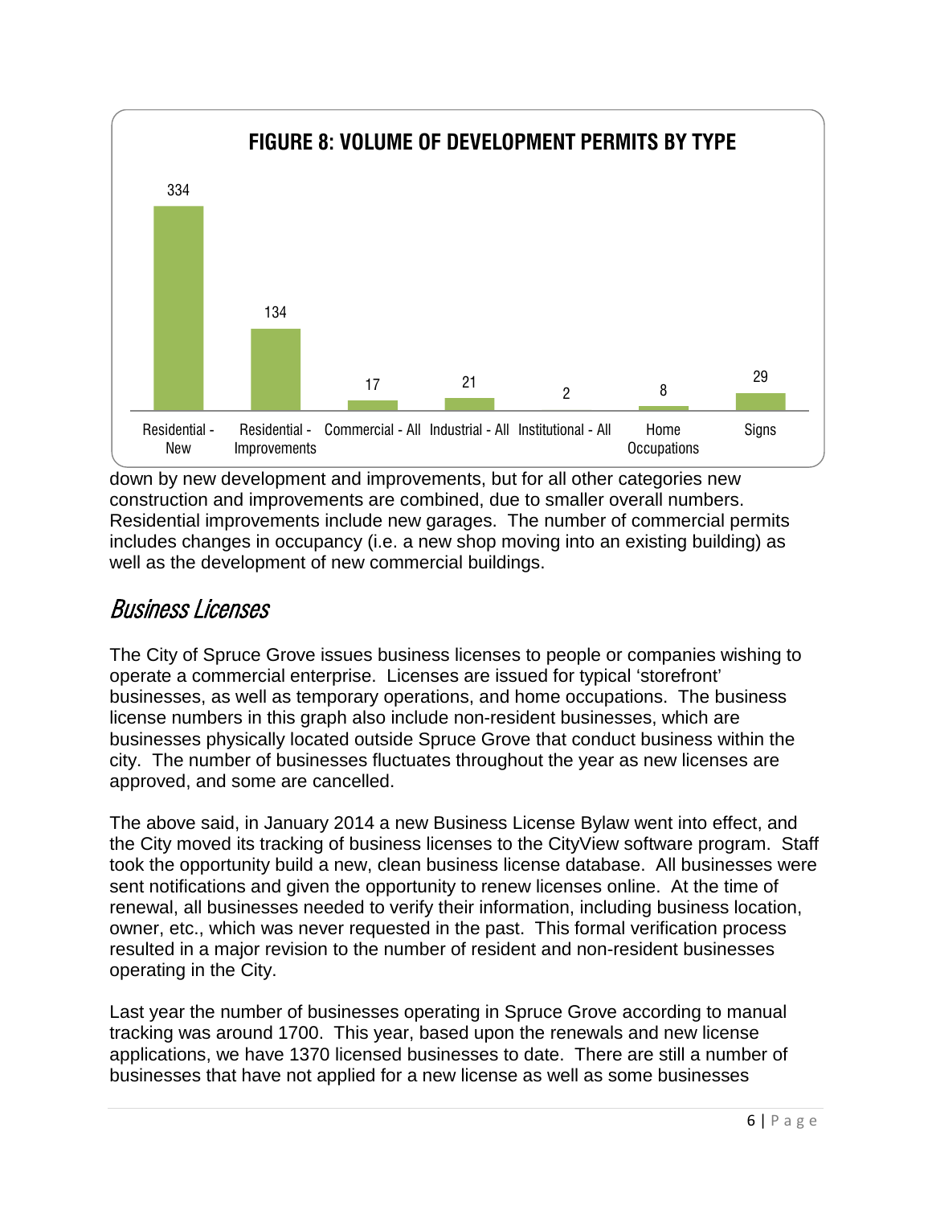**FIGURE 8: VOLUME OF DEVELOPMENT PERMITS BY TYPE**

| Residential - New | Residential - Improvements | Commercial - All | Industrial - All | Institutional - All | Home Occupations | Signs |
|---|---|---|---|---|---|---|
| 334 | 134 | 17 | 21 | 2 | 8 | 29 |

down by new development and improvements, but for all other categories new construction and improvements are combined, due to smaller overall numbers. Residential improvements include new garages. The number of commercial permits includes changes in occupancy (i.e. a new shop moving into an existing building) as well as the development of new commercial buildings.

## *Business Licenses*

The City of Spruce Grove issues business licenses to people or companies wishing to operate a commercial enterprise. Licenses are issued for typical 'storefront' businesses, as well as temporary operations, and home occupations. The business license numbers in this graph also include non-resident businesses, which are businesses physically located outside Spruce Grove that conduct business within the city. The number of businesses fluctuates throughout the year as new licenses are approved, and some are cancelled.

The above said, in January 2014 a new Business License Bylaw went into effect, and the City moved its tracking of business licenses to the CityView software program. Staff took the opportunity build a new, clean business license database. All businesses were sent notifications and given the opportunity to renew licenses online. At the time of renewal, all businesses needed to verify their information, including business location, owner, etc., which was never requested in the past. This formal verification process resulted in a major revision to the number of resident and non-resident businesses operating in the City.

Last year the number of businesses operating in Spruce Grove according to manual tracking was around 1700. This year, based upon the renewals and new license applications, we have 1370 licensed businesses to date. There are still a number of businesses that have not applied for a new license as well as some businesses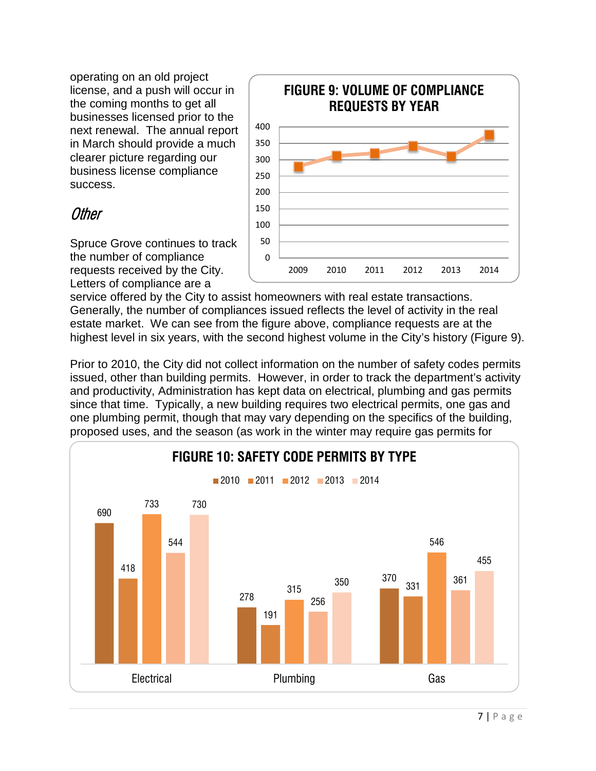operating on an old project license, and a push will occur in the coming months to get all businesses licensed prior to the next renewal. The annual report in March should provide a much clearer picture regarding our business license compliance success.

## *Other*

Spruce Grove continues to track the number of compliance requests received by the City. Letters of compliance are a service offered by the City to assist homeowners with real estate transactions. Generally, the number of compliances issued reflects the level of activity in the real estate market. We can see from the figure above, compliance requests are at the highest level in six years, with the second highest volume in the City's history (Figure 9).

**FIGURE 9: VOLUME OF COMPLIANCE REQUESTS BY YEAR**

Prior to 2010, the City did not collect information on the number of safety codes permits issued, other than building permits. However, in order to track the department's activity and productivity, Administration has kept data on electrical, plumbing and gas permits since that time. Typically, a new building requires two electrical permits, one gas and one plumbing permit, though that may vary depending on the specifics of the building, proposed uses, and the season (as work in the winter may require gas permits for

**FIGURE 10: SAFETY CODE PERMITS BY TYPE**

| | 2010 | 2011 | 2012 | 2013 | 2014 |
|---|---|---|---|---|---|
| Electrical | 690 | 418 | 733 | 544 | 730 |
| Plumbing | 278 | 191 | 315 | 256 | 350 |
| Gas | 370 | 331 | 546 | 361 | 455 |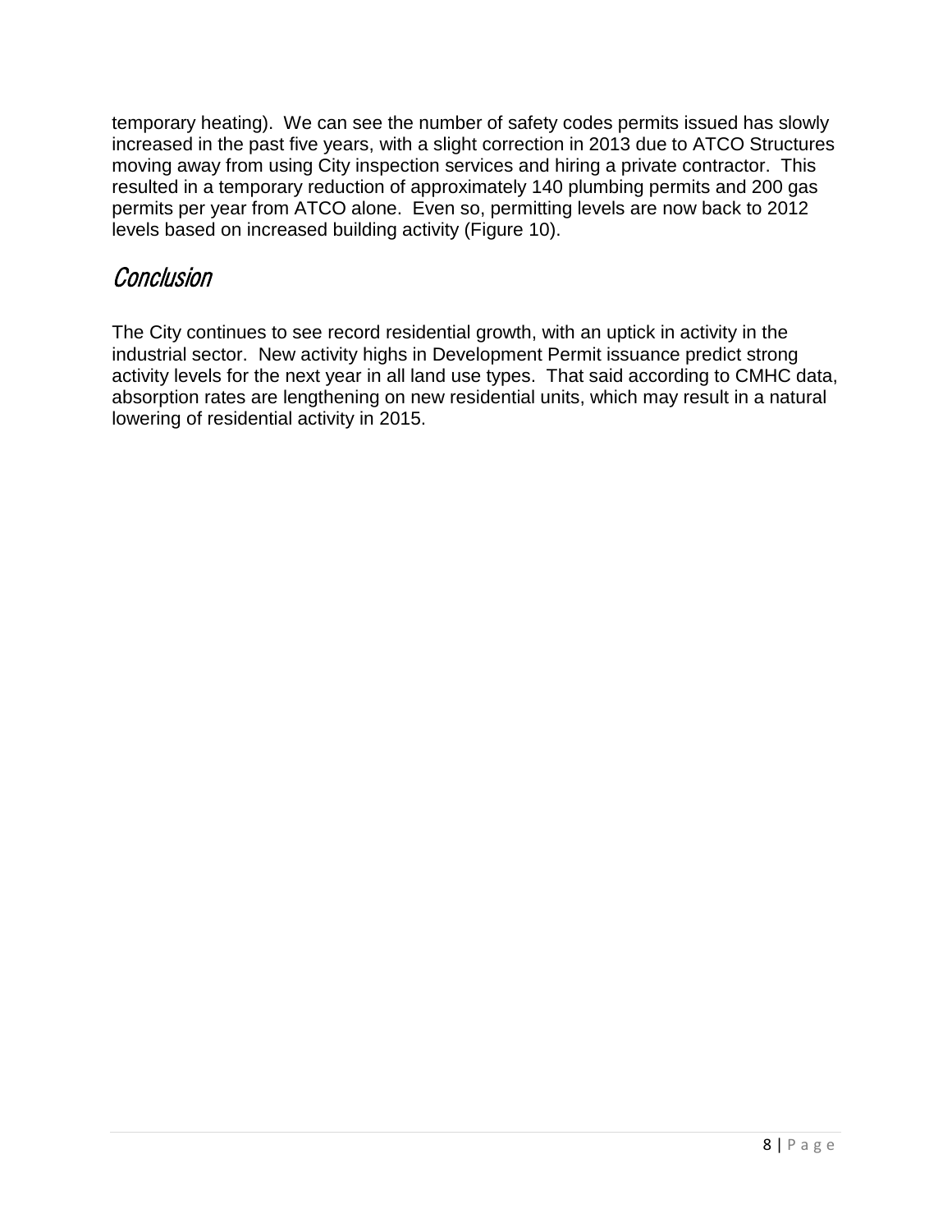temporary heating). We can see the number of safety codes permits issued has slowly increased in the past five years, with a slight correction in 2013 due to ATCO Structures moving away from using City inspection services and hiring a private contractor. This resulted in a temporary reduction of approximately 140 plumbing permits and 200 gas permits per year from ATCO alone. Even so, permitting levels are now back to 2012 levels based on increased building activity (Figure 10).

## Conclusion

The City continues to see record residential growth, with an uptick in activity in the industrial sector. New activity highs in Development Permit issuance predict strong activity levels for the next year in all land use types. That said according to CMHC data, absorption rates are lengthening on new residential units, which may result in a natural lowering of residential activity in 2015.